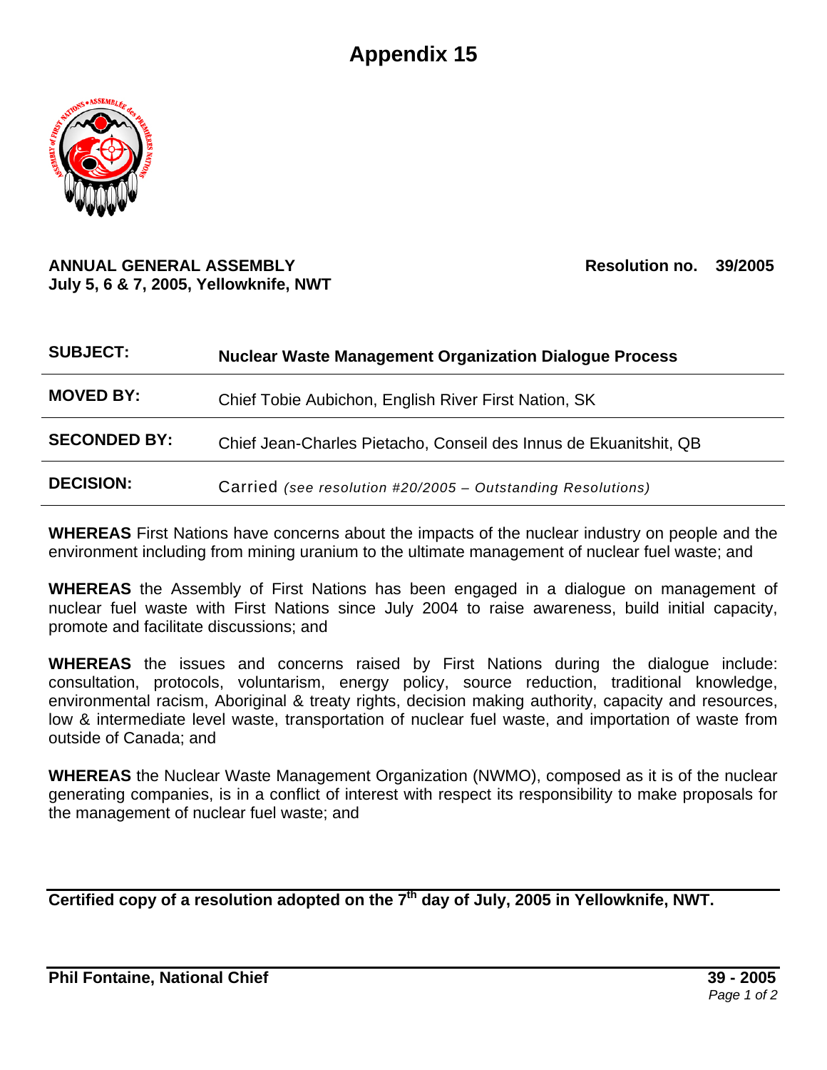# Appendix 15

**ANNUAL GENERAL ASSEMBLY**
**July 5, 6 & 7, 2005, Yellowknife, NWT**

**Resolution no. 39/2005**

| | |
|---|---|
| **SUBJECT:** | **Nuclear Waste Management Organization Dialogue Process** |
| **MOVED BY:** | Chief Tobie Aubichon, English River First Nation, SK |
| **SECONDED BY:** | Chief Jean-Charles Pietacho, Conseil des Innus de Ekuanitshit, QB |
| **DECISION:** | Carried *(see resolution #20/2005 – Outstanding Resolutions)* |

**WHEREAS** First Nations have concerns about the impacts of the nuclear industry on people and the environment including from mining uranium to the ultimate management of nuclear fuel waste; and

**WHEREAS** the Assembly of First Nations has been engaged in a dialogue on management of nuclear fuel waste with First Nations since July 2004 to raise awareness, build initial capacity, promote and facilitate discussions; and

**WHEREAS** the issues and concerns raised by First Nations during the dialogue include: consultation, protocols, voluntarism, energy policy, source reduction, traditional knowledge, environmental racism, Aboriginal & treaty rights, decision making authority, capacity and resources, low & intermediate level waste, transportation of nuclear fuel waste, and importation of waste from outside of Canada; and

**WHEREAS** the Nuclear Waste Management Organization (NWMO), composed as it is of the nuclear generating companies, is in a conflict of interest with respect its responsibility to make proposals for the management of nuclear fuel waste; and

**Certified copy of a resolution adopted on the 7th day of July, 2005 in Yellowknife, NWT.**

**Phil Fontaine, National Chief**

**39 - 2005**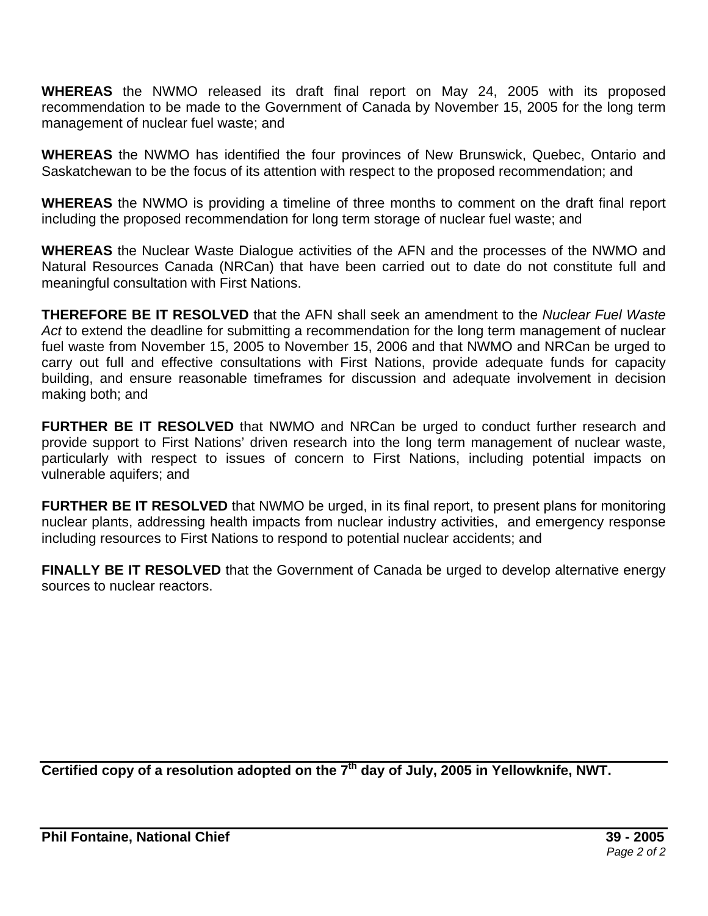**WHEREAS** the NWMO released its draft final report on May 24, 2005 with its proposed recommendation to be made to the Government of Canada by November 15, 2005 for the long term management of nuclear fuel waste; and

**WHEREAS** the NWMO has identified the four provinces of New Brunswick, Quebec, Ontario and Saskatchewan to be the focus of its attention with respect to the proposed recommendation; and

**WHEREAS** the NWMO is providing a timeline of three months to comment on the draft final report including the proposed recommendation for long term storage of nuclear fuel waste; and

**WHEREAS** the Nuclear Waste Dialogue activities of the AFN and the processes of the NWMO and Natural Resources Canada (NRCan) that have been carried out to date do not constitute full and meaningful consultation with First Nations.

**THEREFORE BE IT RESOLVED** that the AFN shall seek an amendment to the *Nuclear Fuel Waste Act* to extend the deadline for submitting a recommendation for the long term management of nuclear fuel waste from November 15, 2005 to November 15, 2006 and that NWMO and NRCan be urged to carry out full and effective consultations with First Nations, provide adequate funds for capacity building, and ensure reasonable timeframes for discussion and adequate involvement in decision making both; and

**FURTHER BE IT RESOLVED** that NWMO and NRCan be urged to conduct further research and provide support to First Nations' driven research into the long term management of nuclear waste, particularly with respect to issues of concern to First Nations, including potential impacts on vulnerable aquifers; and

**FURTHER BE IT RESOLVED** that NWMO be urged, in its final report, to present plans for monitoring nuclear plants, addressing health impacts from nuclear industry activities, and emergency response including resources to First Nations to respond to potential nuclear accidents; and

**FINALLY BE IT RESOLVED** that the Government of Canada be urged to develop alternative energy sources to nuclear reactors.

**Certified copy of a resolution adopted on the 7th day of July, 2005 in Yellowknife, NWT.**

**Phil Fontaine, National Chief** **39 - 2005**